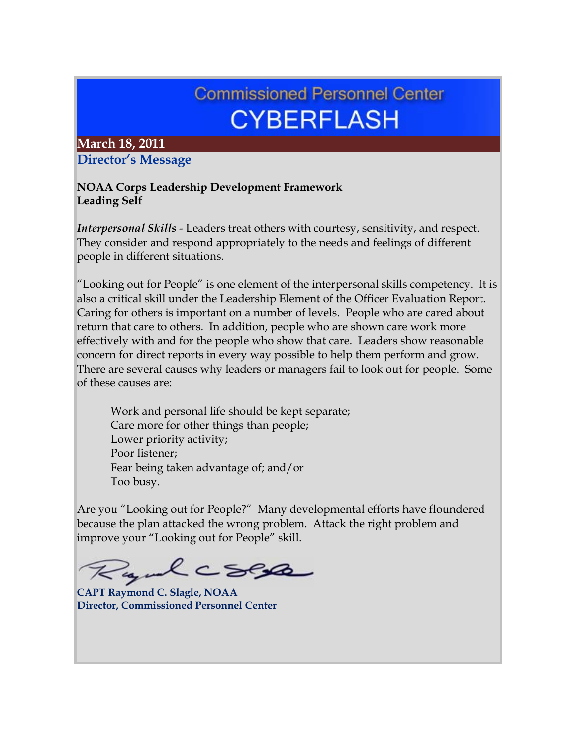# Commissioned Personnel Center
# CYBERFLASH

**March 18, 2011**

## Director's Message

**NOAA Corps Leadership Development Framework**
**Leading Self**

*Interpersonal Skills* - Leaders treat others with courtesy, sensitivity, and respect. They consider and respond appropriately to the needs and feelings of different people in different situations.

"Looking out for People" is one element of the interpersonal skills competency. It is also a critical skill under the Leadership Element of the Officer Evaluation Report. Caring for others is important on a number of levels. People who are cared about return that care to others. In addition, people who are shown care work more effectively with and for the people who show that care. Leaders show reasonable concern for direct reports in every way possible to help them perform and grow. There are several causes why leaders or managers fail to look out for people. Some of these causes are:

> Work and personal life should be kept separate;
> Care more for other things than people;
> Lower priority activity;
> Poor listener;
> Fear being taken advantage of; and/or
> Too busy.

Are you "Looking out for People?" Many developmental efforts have floundered because the plan attacked the wrong problem. Attack the right problem and improve your "Looking out for People" skill.

**CAPT Raymond C. Slagle, NOAA**
**Director, Commissioned Personnel Center**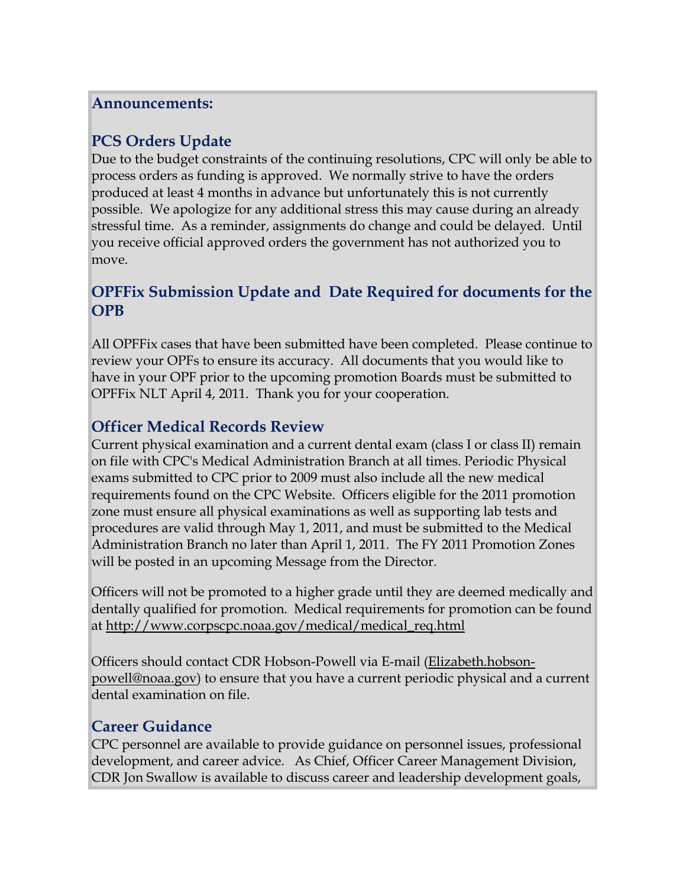**Announcements:**

## PCS Orders Update

Due to the budget constraints of the continuing resolutions, CPC will only be able to process orders as funding is approved. We normally strive to have the orders produced at least 4 months in advance but unfortunately this is not currently possible. We apologize for any additional stress this may cause during an already stressful time. As a reminder, assignments do change and could be delayed. Until you receive official approved orders the government has not authorized you to move.

## OPFFix Submission Update and Date Required for documents for the OPB

All OPFFix cases that have been submitted have been completed. Please continue to review your OPFs to ensure its accuracy. All documents that you would like to have in your OPF prior to the upcoming promotion Boards must be submitted to OPFFix NLT April 4, 2011. Thank you for your cooperation.

## Officer Medical Records Review

Current physical examination and a current dental exam (class I or class II) remain on file with CPC's Medical Administration Branch at all times. Periodic Physical exams submitted to CPC prior to 2009 must also include all the new medical requirements found on the CPC Website. Officers eligible for the 2011 promotion zone must ensure all physical examinations as well as supporting lab tests and procedures are valid through May 1, 2011, and must be submitted to the Medical Administration Branch no later than April 1, 2011. The FY 2011 Promotion Zones will be posted in an upcoming Message from the Director.

Officers will not be promoted to a higher grade until they are deemed medically and dentally qualified for promotion. Medical requirements for promotion can be found at http://www.corpscpc.noaa.gov/medical/medical_req.html

Officers should contact CDR Hobson-Powell via E-mail (Elizabeth.hobson-powell@noaa.gov) to ensure that you have a current periodic physical and a current dental examination on file.

## Career Guidance

CPC personnel are available to provide guidance on personnel issues, professional development, and career advice. As Chief, Officer Career Management Division, CDR Jon Swallow is available to discuss career and leadership development goals,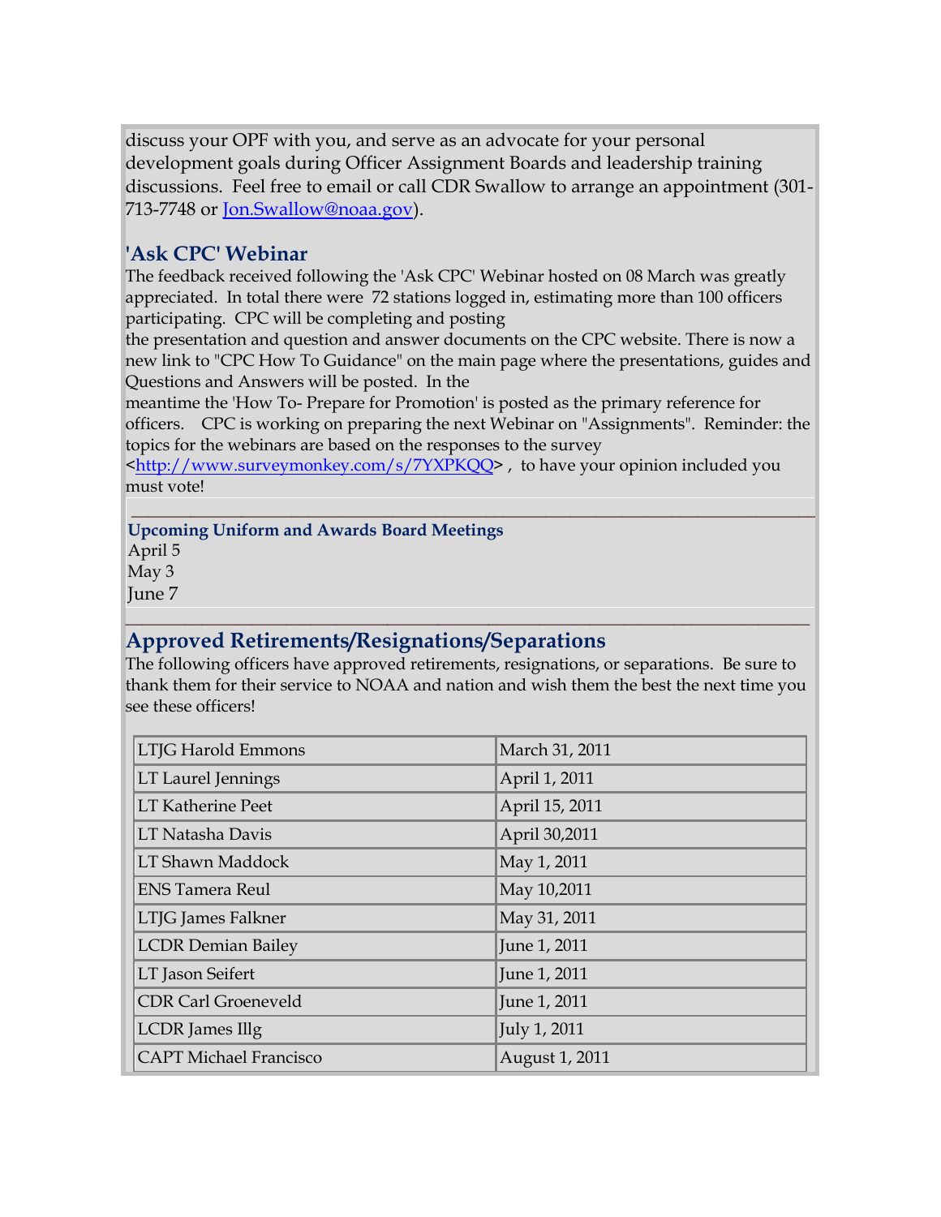discuss your OPF with you, and serve as an advocate for your personal development goals during Officer Assignment Boards and leadership training discussions. Feel free to email or call CDR Swallow to arrange an appointment (301-713-7748 or Jon.Swallow@noaa.gov).

## 'Ask CPC' Webinar

The feedback received following the 'Ask CPC' Webinar hosted on 08 March was greatly appreciated. In total there were 72 stations logged in, estimating more than 100 officers participating. CPC will be completing and posting the presentation and question and answer documents on the CPC website. There is now a new link to "CPC How To Guidance" on the main page where the presentations, guides and Questions and Answers will be posted. In the meantime the 'How To- Prepare for Promotion' is posted as the primary reference for officers. CPC is working on preparing the next Webinar on "Assignments". Reminder: the topics for the webinars are based on the responses to the survey <http://www.surveymonkey.com/s/7YXPKQQ> , to have your opinion included you must vote!

---

### Upcoming Uniform and Awards Board Meetings

April 5
May 3
June 7

---

## Approved Retirements/Resignations/Separations

The following officers have approved retirements, resignations, or separations. Be sure to thank them for their service to NOAA and nation and wish them the best the next time you see these officers!

| | |
|---|---|
| LTJG Harold Emmons | March 31, 2011 |
| LT Laurel Jennings | April 1, 2011 |
| LT Katherine Peet | April 15, 2011 |
| LT Natasha Davis | April 30,2011 |
| LT Shawn Maddock | May 1, 2011 |
| ENS Tamera Reul | May 10,2011 |
| LTJG James Falkner | May 31, 2011 |
| LCDR Demian Bailey | June 1, 2011 |
| LT Jason Seifert | June 1, 2011 |
| CDR Carl Groeneveld | June 1, 2011 |
| LCDR James Illg | July 1, 2011 |
| CAPT Michael Francisco | August 1, 2011 |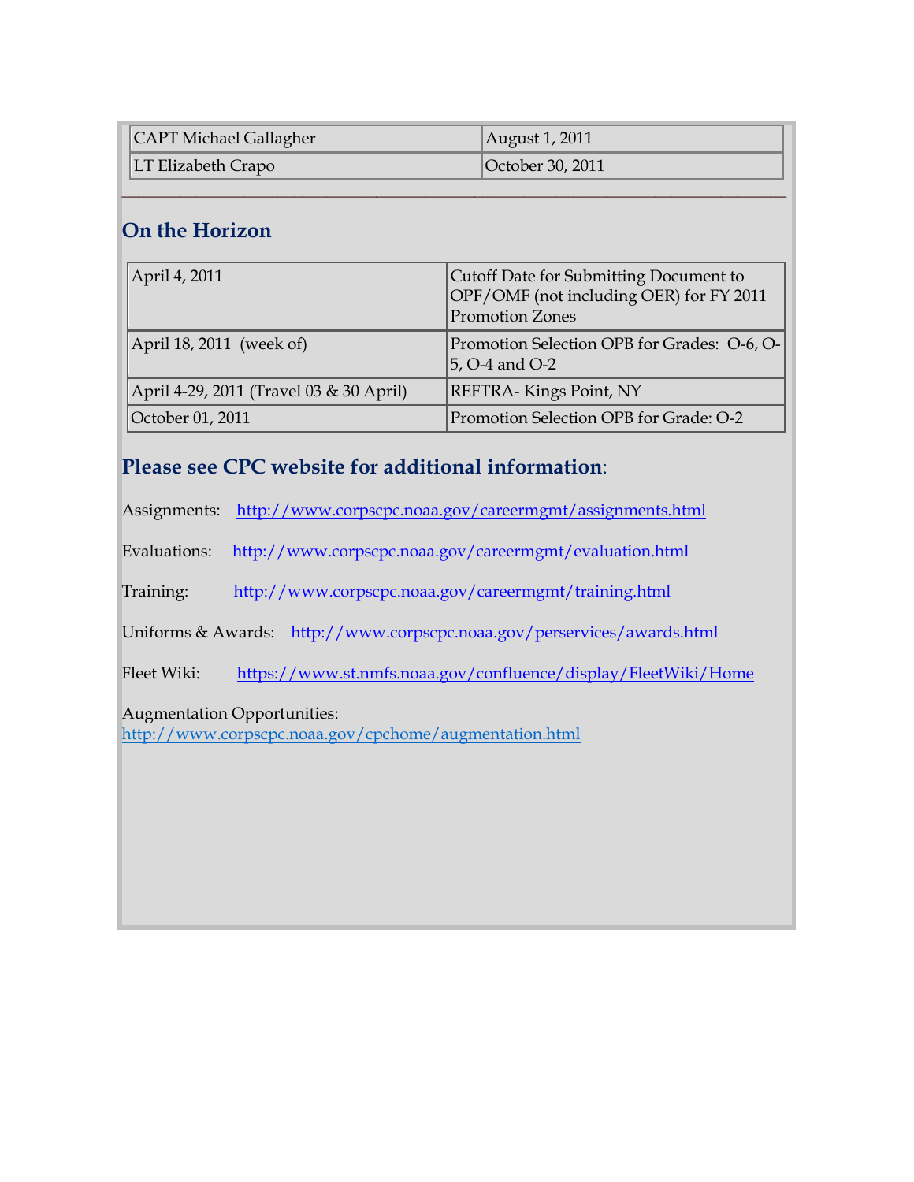| | |
|---|---|
| CAPT Michael Gallagher | August 1, 2011 |
| LT Elizabeth Crapo | October 30, 2011 |

---

## On the Horizon

| | |
|---|---|
| April 4, 2011 | Cutoff Date for Submitting Document to OPF/OMF (not including OER) for FY 2011 Promotion Zones |
| April 18, 2011 (week of) | Promotion Selection OPB for Grades: O-6, O-5, O-4 and O-2 |
| April 4-29, 2011 (Travel 03 & 30 April) | REFTRA- Kings Point, NY |
| October 01, 2011 | Promotion Selection OPB for Grade: O-2 |

## Please see CPC website for additional information:

Assignments: http://www.corpscpc.noaa.gov/careermgmt/assignments.html

Evaluations: http://www.corpscpc.noaa.gov/careermgmt/evaluation.html

Training: http://www.corpscpc.noaa.gov/careermgmt/training.html

Uniforms & Awards: http://www.corpscpc.noaa.gov/perservices/awards.html

Fleet Wiki: https://www.st.nmfs.noaa.gov/confluence/display/FleetWiki/Home

Augmentation Opportunities:
http://www.corpscpc.noaa.gov/cpchome/augmentation.html